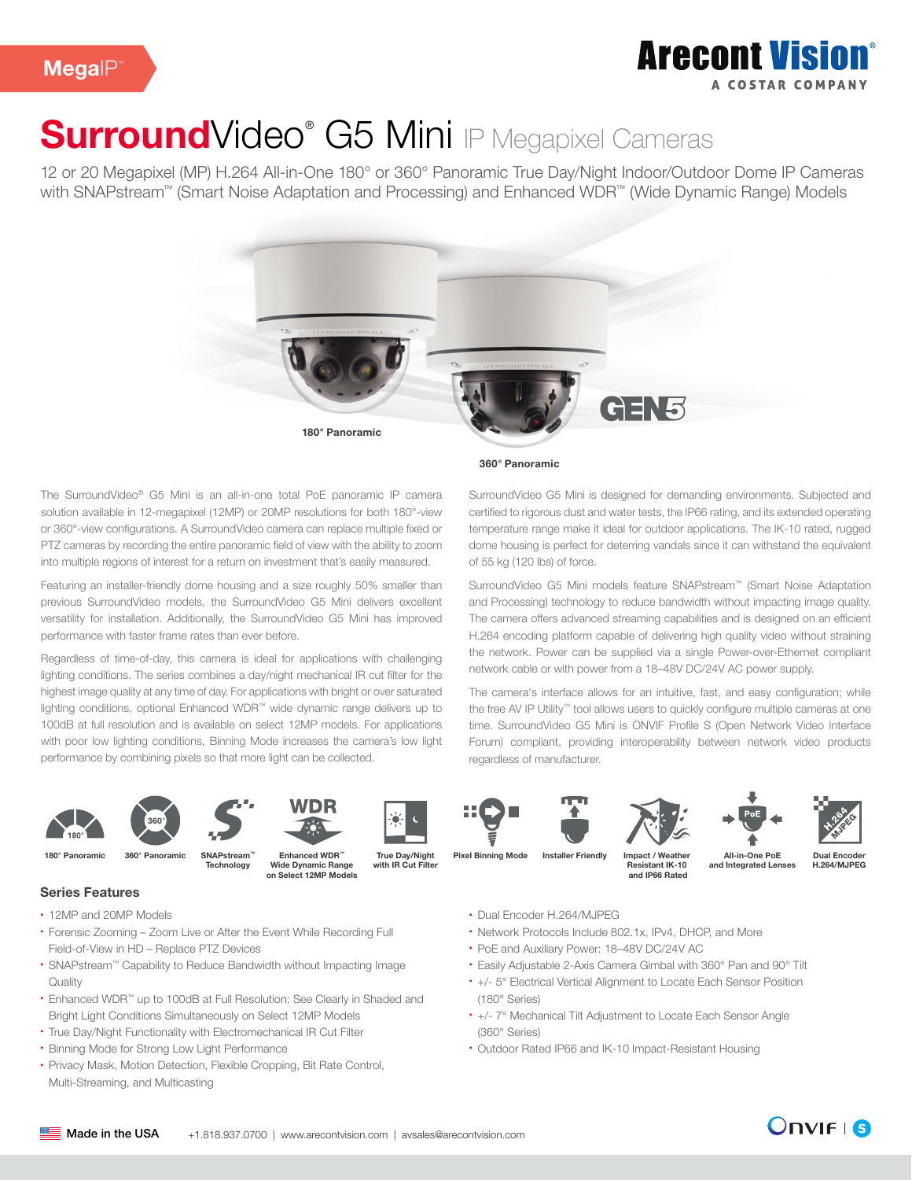MegaIP™

Arecont Vision®
A COSTAR COMPANY

# SurroundVideo® G5 Mini IP Megapixel Cameras

12 or 20 Megapixel (MP) H.264 All-in-One 180° or 360° Panoramic True Day/Night Indoor/Outdoor Dome IP Cameras with SNAPstream™ (Smart Noise Adaptation and Processing) and Enhanced WDR™ (Wide Dynamic Range) Models

180° Panoramic

360° Panoramic

GEN5

The SurroundVideo® G5 Mini is an all-in-one total PoE panoramic IP camera solution available in 12-megapixel (12MP) or 20MP resolutions for both 180°-view or 360°-view configurations. A SurroundVideo camera can replace multiple fixed or PTZ cameras by recording the entire panoramic field of view with the ability to zoom into multiple regions of interest for a return on investment that's easily measured.

Featuring an installer-friendly dome housing and a size roughly 50% smaller than previous SurroundVideo models, the SurroundVideo G5 Mini delivers excellent versatility for installation. Additionally, the SurroundVideo G5 Mini has improved performance with faster frame rates than ever before.

Regardless of time-of-day, this camera is ideal for applications with challenging lighting conditions. The series combines a day/night mechanical IR cut filter for the highest image quality at any time of day. For applications with bright or over saturated lighting conditions, optional Enhanced WDR™ wide dynamic range delivers up to 100dB at full resolution and is available on select 12MP models. For applications with poor low lighting conditions, Binning Mode increases the camera's low light performance by combining pixels so that more light can be collected.

SurroundVideo G5 Mini is designed for demanding environments. Subjected and certified to rigorous dust and water tests, the IP66 rating, and its extended operating temperature range make it ideal for outdoor applications. The IK-10 rated, rugged dome housing is perfect for deterring vandals since it can withstand the equivalent of 55 kg (120 lbs) of force.

SurroundVideo G5 Mini models feature SNAPstream™ (Smart Noise Adaptation and Processing) technology to reduce bandwidth without impacting image quality. The camera offers advanced streaming capabilities and is designed on an efficient H.264 encoding platform capable of delivering high quality video without straining the network. Power can be supplied via a single Power-over-Ethernet compliant network cable or with power from a 18–48V DC/24V AC power supply.

The camera's interface allows for an intuitive, fast, and easy configuration; while the free AV IP Utility™ tool allows users to quickly configure multiple cameras at one time. SurroundVideo G5 Mini is ONVIF Profile S (Open Network Video Interface Forum) compliant, providing interoperability between network video products regardless of manufacturer.

180° Panoramic | 360° Panoramic | SNAPstream™ Technology | Enhanced WDR™ Wide Dynamic Range on Select 12MP Models | True Day/Night with IR Cut Filter | Pixel Binning Mode | Installer Friendly | Impact / Weather Resistant IK-10 and IP66 Rated | All-in-One PoE and Integrated Lenses | Dual Encoder H.264/MJPEG

## Series Features

- 12MP and 20MP Models
- Forensic Zooming – Zoom Live or After the Event While Recording Full Field-of-View in HD – Replace PTZ Devices
- SNAPstream™ Capability to Reduce Bandwidth without Impacting Image Quality
- Enhanced WDR™ up to 100dB at Full Resolution: See Clearly in Shaded and Bright Light Conditions Simultaneously on Select 12MP Models
- True Day/Night Functionality with Electromechanical IR Cut Filter
- Binning Mode for Strong Low Light Performance
- Privacy Mask, Motion Detection, Flexible Cropping, Bit Rate Control, Multi-Streaming, and Multicasting
- Dual Encoder H.264/MJPEG
- Network Protocols Include 802.1x, IPv4, DHCP, and More
- PoE and Auxiliary Power: 18–48V DC/24V AC
- Easily Adjustable 2-Axis Camera Gimbal with 360° Pan and 90° Tilt
- +/- 5° Electrical Vertical Alignment to Locate Each Sensor Position (180° Series)
- +/- 7° Mechanical Tilt Adjustment to Locate Each Sensor Angle (360° Series)
- Outdoor Rated IP66 and IK-10 Impact-Resistant Housing

Made in the USA    +1.818.937.0700 | www.arecontvision.com | avsales@arecontvision.com

ONVIF | S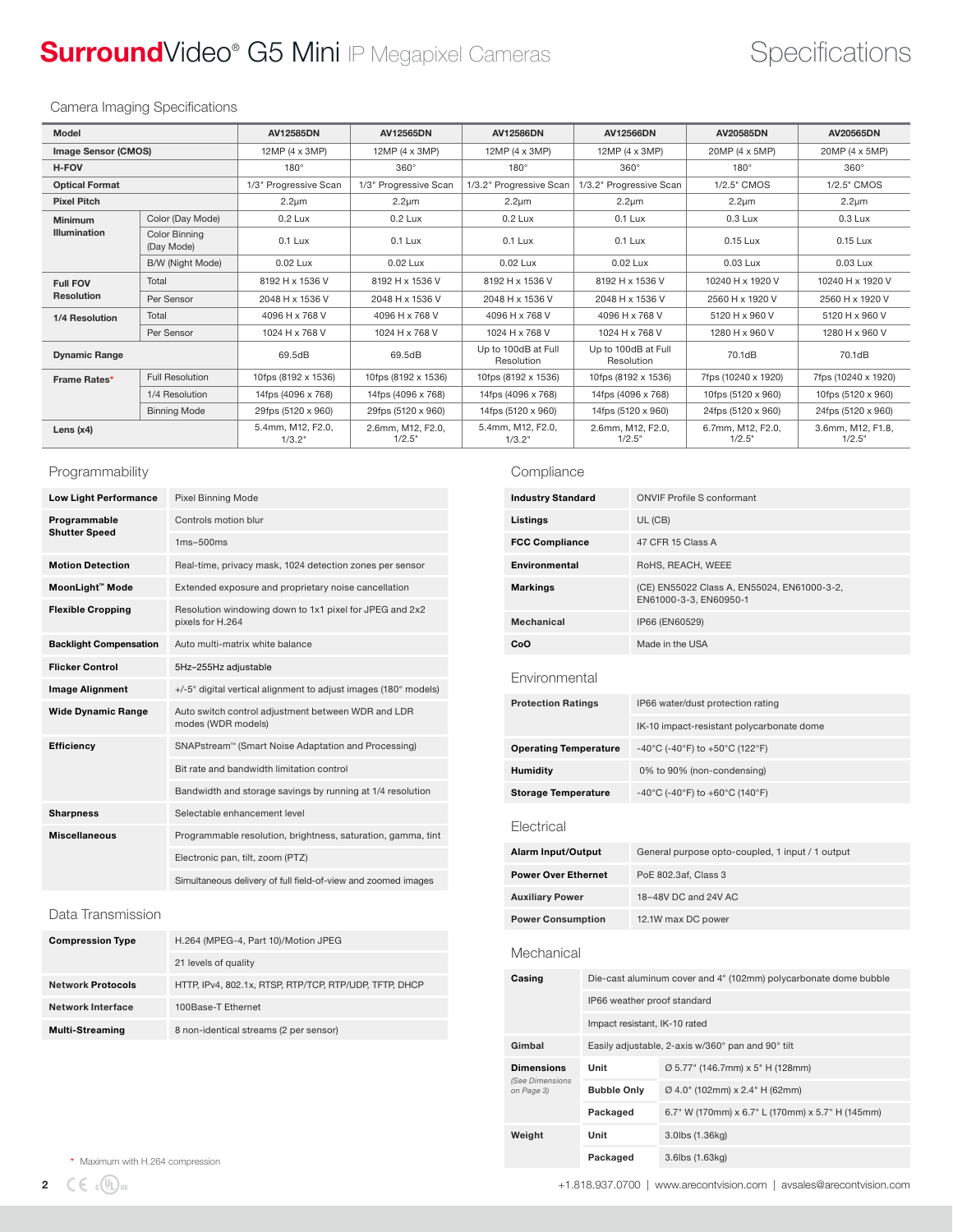# **Surround**Video® G5 Mini IP Megapixel Cameras — Specifications

## Camera Imaging Specifications

| Model | | AV12585DN | AV12565DN | AV12586DN | AV12566DN | AV20585DN | AV20565DN |
|---|---|---|---|---|---|---|---|
| Image Sensor (CMOS) | | 12MP (4 x 3MP) | 12MP (4 x 3MP) | 12MP (4 x 3MP) | 12MP (4 x 3MP) | 20MP (4 x 5MP) | 20MP (4 x 5MP) |
| H-FOV | | 180° | 360° | 180° | 360° | 180° | 360° |
| Optical Format | | 1/3" Progressive Scan | 1/3" Progressive Scan | 1/3.2" Progressive Scan | 1/3.2" Progressive Scan | 1/2.5" CMOS | 1/2.5" CMOS |
| Pixel Pitch | | 2.2µm | 2.2µm | 2.2µm | 2.2µm | 2.2µm | 2.2µm |
| Minimum Illumination | Color (Day Mode) | 0.2 Lux | 0.2 Lux | 0.2 Lux | 0.1 Lux | 0.3 Lux | 0.3 Lux |
| | Color Binning (Day Mode) | 0.1 Lux | 0.1 Lux | 0.1 Lux | 0.1 Lux | 0.15 Lux | 0.15 Lux |
| | B/W (Night Mode) | 0.02 Lux | 0.02 Lux | 0.02 Lux | 0.02 Lux | 0.03 Lux | 0.03 Lux |
| Full FOV Resolution | Total | 8192 H x 1536 V | 8192 H x 1536 V | 8192 H x 1536 V | 8192 H x 1536 V | 10240 H x 1920 V | 10240 H x 1920 V |
| | Per Sensor | 2048 H x 1536 V | 2048 H x 1536 V | 2048 H x 1536 V | 2048 H x 1536 V | 2560 H x 1920 V | 2560 H x 1920 V |
| 1/4 Resolution | Total | 4096 H x 768 V | 4096 H x 768 V | 4096 H x 768 V | 4096 H x 768 V | 5120 H x 960 V | 5120 H x 960 V |
| | Per Sensor | 1024 H x 768 V | 1024 H x 768 V | 1024 H x 768 V | 1024 H x 768 V | 1280 H x 960 V | 1280 H x 960 V |
| Dynamic Range | | 69.5dB | 69.5dB | Up to 100dB at Full Resolution | Up to 100dB at Full Resolution | 70.1dB | 70.1dB |
| Frame Rates* | Full Resolution | 10fps (8192 x 1536) | 10fps (8192 x 1536) | 10fps (8192 x 1536) | 10fps (8192 x 1536) | 7fps (10240 x 1920) | 7fps (10240 x 1920) |
| | 1/4 Resolution | 14fps (4096 x 768) | 14fps (4096 x 768) | 14fps (4096 x 768) | 14fps (4096 x 768) | 10fps (5120 x 960) | 10fps (5120 x 960) |
| | Binning Mode | 29fps (5120 x 960) | 29fps (5120 x 960) | 14fps (5120 x 960) | 14fps (5120 x 960) | 24fps (5120 x 960) | 24fps (5120 x 960) |
| Lens (x4) | | 5.4mm, M12, F2.0, 1/3.2" | 2.6mm, M12, F2.0, 1/2.5" | 5.4mm, M12, F2.0, 1/3.2" | 2.6mm, M12, F2.0, 1/2.5" | 6.7mm, M12, F2.0, 1/2.5" | 3.6mm, M12, F1.8, 1/2.5" |

## Programmability

| | |
|---|---|
| **Low Light Performance** | Pixel Binning Mode |
| **Programmable Shutter Speed** | Controls motion blur |
| | 1ms–500ms |
| **Motion Detection** | Real-time, privacy mask, 1024 detection zones per sensor |
| **MoonLight™ Mode** | Extended exposure and proprietary noise cancellation |
| **Flexible Cropping** | Resolution windowing down to 1x1 pixel for JPEG and 2x2 pixels for H.264 |
| **Backlight Compensation** | Auto multi-matrix white balance |
| **Flicker Control** | 5Hz–255Hz adjustable |
| **Image Alignment** | +/-5° digital vertical alignment to adjust images (180° models) |
| **Wide Dynamic Range** | Auto switch control adjustment between WDR and LDR modes (WDR models) |
| **Efficiency** | SNAPstream™ (Smart Noise Adaptation and Processing) |
| | Bit rate and bandwidth limitation control |
| | Bandwidth and storage savings by running at 1/4 resolution |
| **Sharpness** | Selectable enhancement level |
| **Miscellaneous** | Programmable resolution, brightness, saturation, gamma, tint |
| | Electronic pan, tilt, zoom (PTZ) |
| | Simultaneous delivery of full field-of-view and zoomed images |

## Data Transmission

| | |
|---|---|
| **Compression Type** | H.264 (MPEG-4, Part 10)/Motion JPEG |
| | 21 levels of quality |
| **Network Protocols** | HTTP, IPv4, 802.1x, RTSP, RTP/TCP, RTP/UDP, TFTP, DHCP |
| **Network Interface** | 100Base-T Ethernet |
| **Multi-Streaming** | 8 non-identical streams (2 per sensor) |

## Compliance

| | |
|---|---|
| **Industry Standard** | ONVIF Profile S conformant |
| **Listings** | UL (CB) |
| **FCC Compliance** | 47 CFR 15 Class A |
| **Environmental** | RoHS, REACH, WEEE |
| **Markings** | (CE) EN55022 Class A, EN55024, EN61000-3-2, EN61000-3-3, EN60950-1 |
| **Mechanical** | IP66 (EN60529) |
| **CoO** | Made in the USA |

## Environmental

| | |
|---|---|
| **Protection Ratings** | IP66 water/dust protection rating |
| | IK-10 impact-resistant polycarbonate dome |
| **Operating Temperature** | -40°C (-40°F) to +50°C (122°F) |
| **Humidity** | 0% to 90% (non-condensing) |
| **Storage Temperature** | -40°C (-40°F) to +60°C (140°F) |

## Electrical

| | |
|---|---|
| **Alarm Input/Output** | General purpose opto-coupled, 1 input / 1 output |
| **Power Over Ethernet** | PoE 802.3af, Class 3 |
| **Auxiliary Power** | 18–48V DC and 24V AC |
| **Power Consumption** | 12.1W max DC power |

## Mechanical

| | | |
|---|---|---|
| **Casing** | Die-cast aluminum cover and 4" (102mm) polycarbonate dome bubble | |
| | IP66 weather proof standard | |
| | Impact resistant, IK-10 rated | |
| **Gimbal** | Easily adjustable, 2-axis w/360° pan and 90° tilt | |
| **Dimensions** *(See Dimensions on Page 3)* | **Unit** | Ø 5.77" (146.7mm) x 5" H (128mm) |
| | **Bubble Only** | Ø 4.0" (102mm) x 2.4" H (62mm) |
| | **Packaged** | 6.7" W (170mm) x 6.7" L (170mm) x 5.7" H (145mm) |
| **Weight** | **Unit** | 3.0lbs (1.36kg) |
| | **Packaged** | 3.6lbs (1.63kg) |

\* Maximum with H.264 compression

+1.818.937.0700 | www.arecontvision.com | avsales@arecontvision.com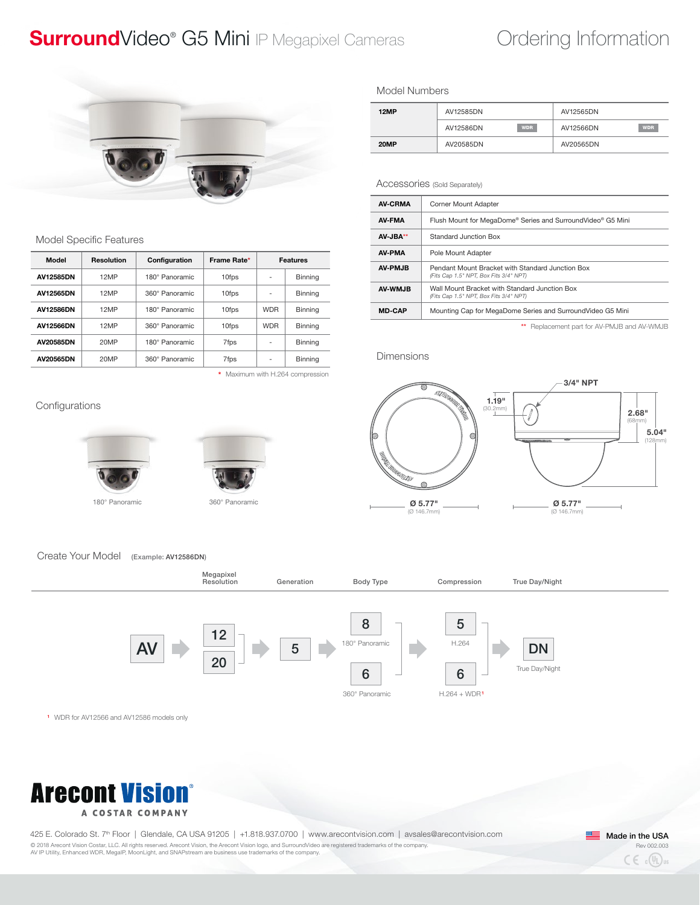# SurroundVideo® G5 Mini IP Megapixel Cameras

# Ordering Information

## Model Numbers

| | | |
|---|---|---|
| **12MP** | AV12585DN | AV12565DN |
| | AV12586DN WDR | AV12566DN WDR |
| **20MP** | AV20585DN | AV20565DN |

## Accessories (Sold Separately)

| | |
|---|---|
| **AV-CRMA** | Corner Mount Adapter |
| **AV-FMA** | Flush Mount for MegaDome® Series and SurroundVideo® G5 Mini |
| **AV-JBA**** | Standard Junction Box |
| **AV-PMA** | Pole Mount Adapter |
| **AV-PMJB** | Pendant Mount Bracket with Standard Junction Box *(Fits Cap 1.5" NPT, Box Fits 3/4" NPT)* |
| **AV-WMJB** | Wall Mount Bracket with Standard Junction Box *(Fits Cap 1.5" NPT, Box Fits 3/4" NPT)* |
| **MD-CAP** | Mounting Cap for MegaDome Series and SurroundVideo G5 Mini |

** Replacement part for AV-PMJB and AV-WMJB

## Model Specific Features

| Model | Resolution | Configuration | Frame Rate* | Features | |
|---|---|---|---|---|---|
| **AV12585DN** | 12MP | 180° Panoramic | 10fps | - | Binning |
| **AV12565DN** | 12MP | 360° Panoramic | 10fps | - | Binning |
| **AV12586DN** | 12MP | 180° Panoramic | 10fps | WDR | Binning |
| **AV12566DN** | 12MP | 360° Panoramic | 10fps | WDR | Binning |
| **AV20585DN** | 20MP | 180° Panoramic | 7fps | - | Binning |
| **AV20565DN** | 20MP | 360° Panoramic | 7fps | - | Binning |

* Maximum with H.264 compression

## Dimensions

3/4" NPT

1.19" (30.2mm)

2.68" (68mm)

5.04" (128mm)

Ø 5.77" (Ø 146.7mm)

Ø 5.77" (Ø 146.7mm)

## Configurations

180° Panoramic

360° Panoramic

## Create Your Model (Example: AV12586DN)

| | Megapixel Resolution | Generation | Body Type | Compression | True Day/Night |
|---|---|---|---|---|---|
| AV | 12 / 20 | 5 | 8 – 180° Panoramic / 6 – 360° Panoramic | 5 – H.264 / 6 – H.264 + WDR[1] | DN – True Day/Night |

[1] WDR for AV12566 and AV12586 models only

**Arecont Vision®**
A COSTAR COMPANY

425 E. Colorado St. 7th Floor | Glendale, CA USA 91205 | +1.818.937.0700 | www.arecontvision.com | avsales@arecontvision.com

© 2018 Arecont Vision Costar, LLC. All rights reserved. Arecont Vision, the Arecont Vision logo, and SurroundVideo are registered trademarks of the company. AV IP Utility, Enhanced WDR, MegaIP, MoonLight, and SNAPstream are business use trademarks of the company.

Made in the USA

Rev 002.003